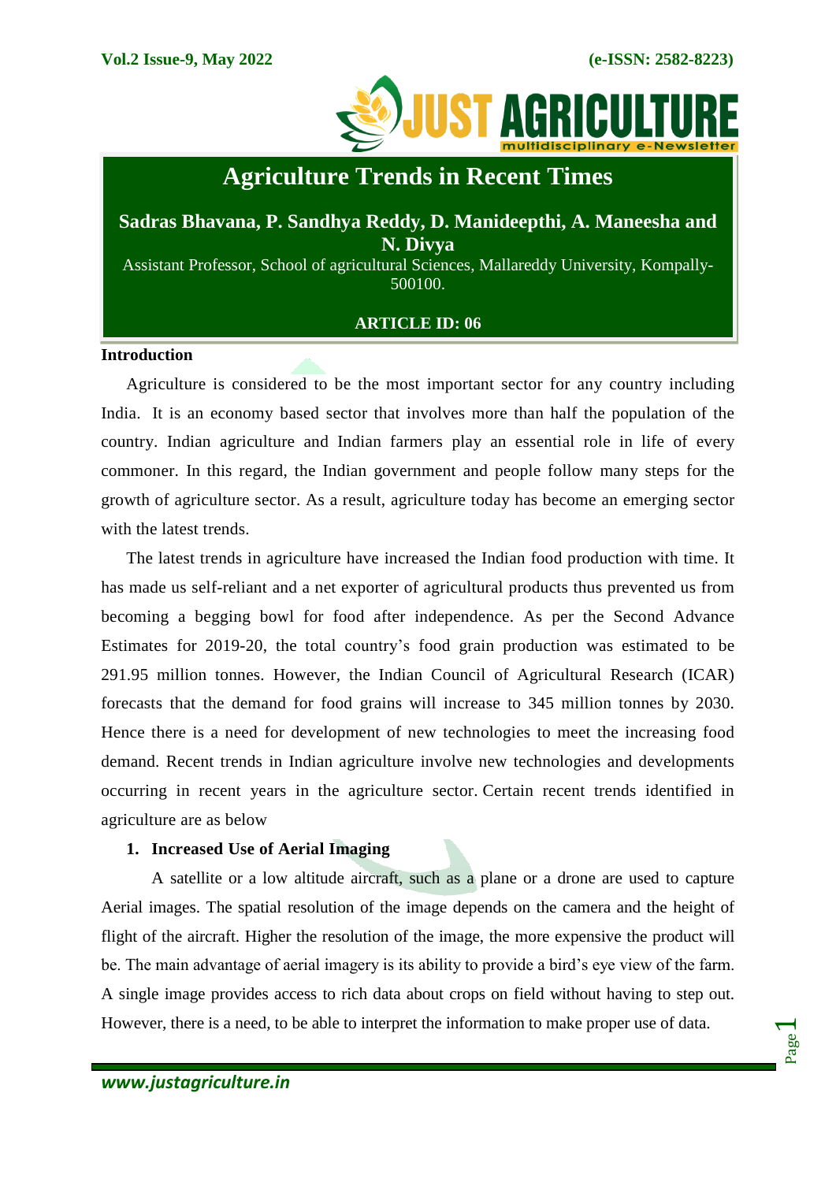# Agriculture Trends in Recent Times

**Sadras Bhavana, P. Sandhya Reddy, D. Manideepthi, A. Maneesha and N. Divya**

Assistant Professor, School of agricultural Sciences, Mallareddy University, Kompally-500100.

**ARTICLE ID: 06**

## Introduction

Agriculture is considered to be the most important sector for any country including India. It is an economy based sector that involves more than half the population of the country. Indian agriculture and Indian farmers play an essential role in life of every commoner. In this regard, the Indian government and people follow many steps for the growth of agriculture sector. As a result, agriculture today has become an emerging sector with the latest trends.

The latest trends in agriculture have increased the Indian food production with time. It has made us self-reliant and a net exporter of agricultural products thus prevented us from becoming a begging bowl for food after independence. As per the Second Advance Estimates for 2019-20, the total country's food grain production was estimated to be 291.95 million tonnes. However, the Indian Council of Agricultural Research (ICAR) forecasts that the demand for food grains will increase to 345 million tonnes by 2030. Hence there is a need for development of new technologies to meet the increasing food demand. Recent trends in Indian agriculture involve new technologies and developments occurring in recent years in the agriculture sector. Certain recent trends identified in agriculture are as below

### 1. Increased Use of Aerial Imaging

A satellite or a low altitude aircraft, such as a plane or a drone are used to capture Aerial images. The spatial resolution of the image depends on the camera and the height of flight of the aircraft. Higher the resolution of the image, the more expensive the product will be. The main advantage of aerial imagery is its ability to provide a bird's eye view of the farm. A single image provides access to rich data about crops on field without having to step out. However, there is a need, to be able to interpret the information to make proper use of data.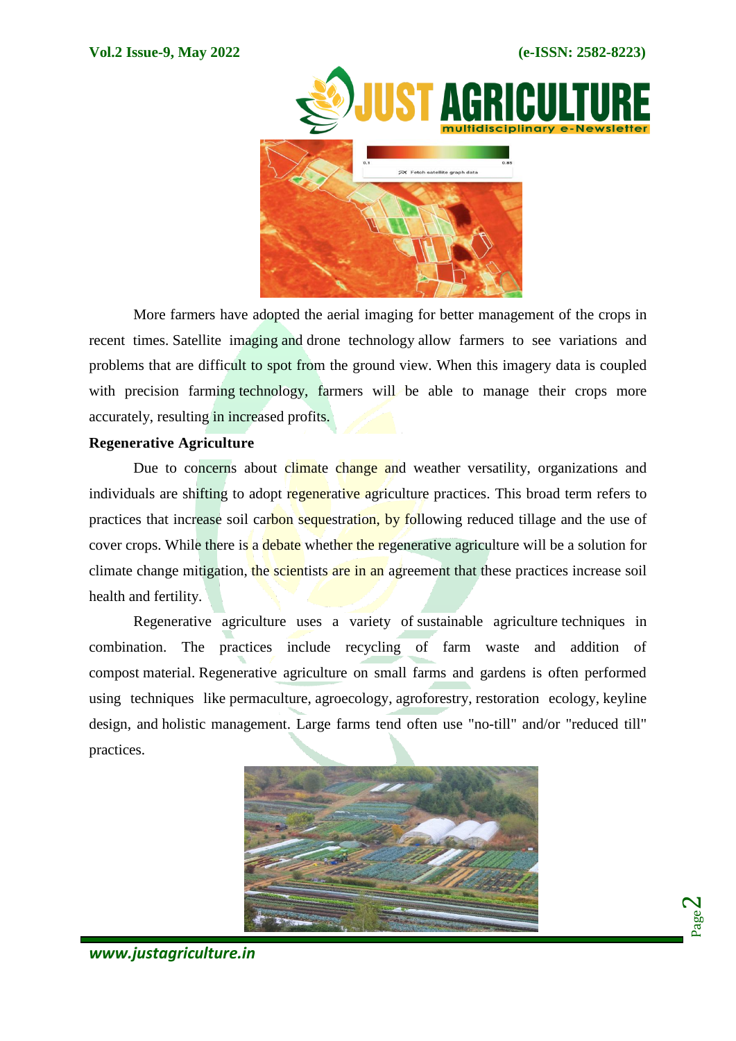More farmers have adopted the aerial imaging for better management of the crops in recent times. Satellite imaging and drone technology allow farmers to see variations and problems that are difficult to spot from the ground view. When this imagery data is coupled with precision farming technology, farmers will be able to manage their crops more accurately, resulting in increased profits.

**Regenerative Agriculture**

Due to concerns about climate change and weather versatility, organizations and individuals are shifting to adopt regenerative agriculture practices. This broad term refers to practices that increase soil carbon sequestration, by following reduced tillage and the use of cover crops. While there is a debate whether the regenerative agriculture will be a solution for climate change mitigation, the scientists are in an agreement that these practices increase soil health and fertility.

Regenerative agriculture uses a variety of sustainable agriculture techniques in combination. The practices include recycling of farm waste and addition of compost material. Regenerative agriculture on small farms and gardens is often performed using techniques like permaculture, agroecology, agroforestry, restoration ecology, keyline design, and holistic management. Large farms tend often use "no-till" and/or "reduced till" practices.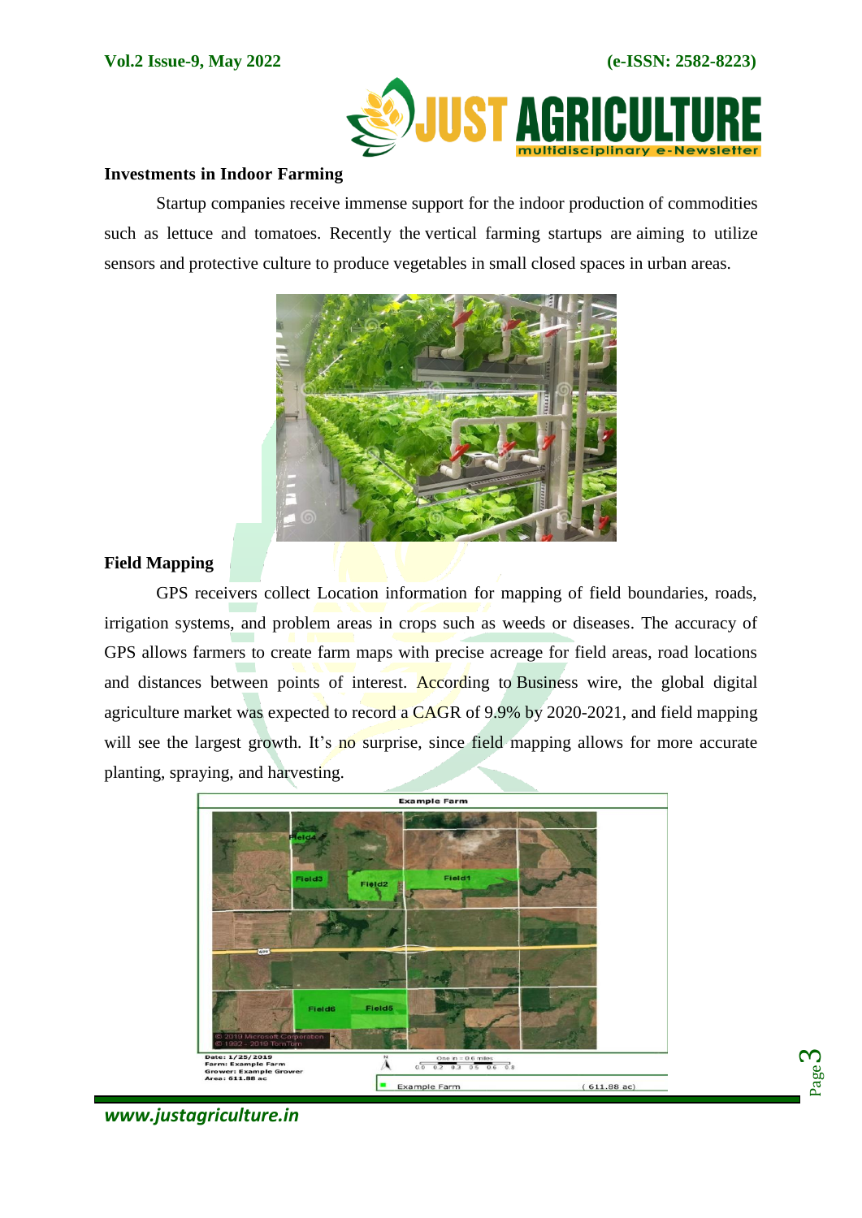## Investments in Indoor Farming

Startup companies receive immense support for the indoor production of commodities such as lettuce and tomatoes. Recently the vertical farming startups are aiming to utilize sensors and protective culture to produce vegetables in small closed spaces in urban areas.

## Field Mapping

GPS receivers collect Location information for mapping of field boundaries, roads, irrigation systems, and problem areas in crops such as weeds or diseases. The accuracy of GPS allows farmers to create farm maps with precise acreage for field areas, road locations and distances between points of interest. According to Business wire, the global digital agriculture market was expected to record a CAGR of 9.9% by 2020-2021, and field mapping will see the largest growth. It's no surprise, since field mapping allows for more accurate planting, spraying, and harvesting.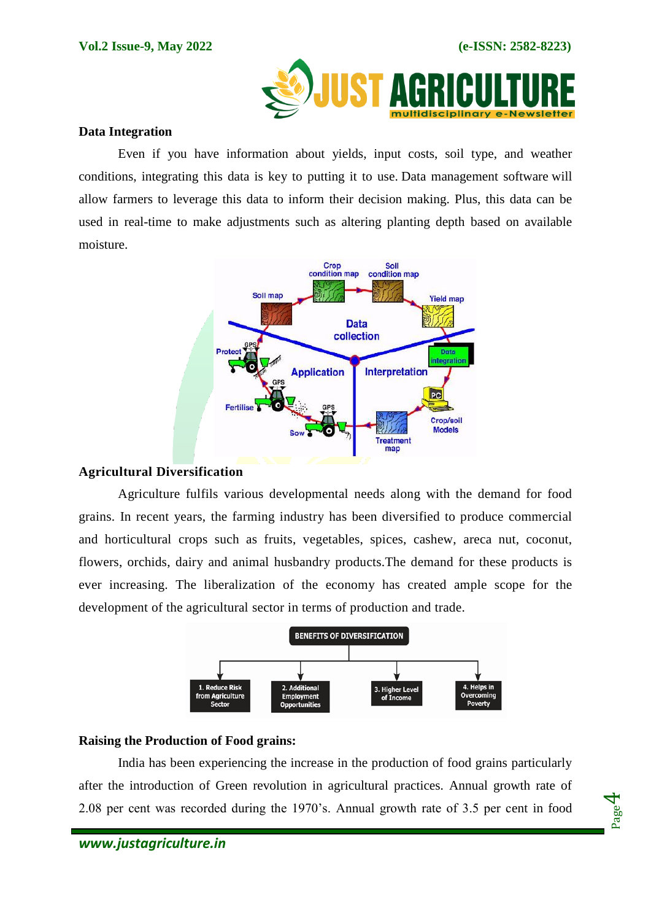## Data Integration

Even if you have information about yields, input costs, soil type, and weather conditions, integrating this data is key to putting it to use. Data management software will allow farmers to leverage this data to inform their decision making. Plus, this data can be used in real-time to make adjustments such as altering planting depth based on available moisture.

## Agricultural Diversification

Agriculture fulfils various developmental needs along with the demand for food grains. In recent years, the farming industry has been diversified to produce commercial and horticultural crops such as fruits, vegetables, spices, cashew, areca nut, coconut, flowers, orchids, dairy and animal husbandry products.The demand for these products is ever increasing. The liberalization of the economy has created ample scope for the development of the agricultural sector in terms of production and trade.

## Raising the Production of Food grains:

India has been experiencing the increase in the production of food grains particularly after the introduction of Green revolution in agricultural practices. Annual growth rate of 2.08 per cent was recorded during the 1970's. Annual growth rate of 3.5 per cent in food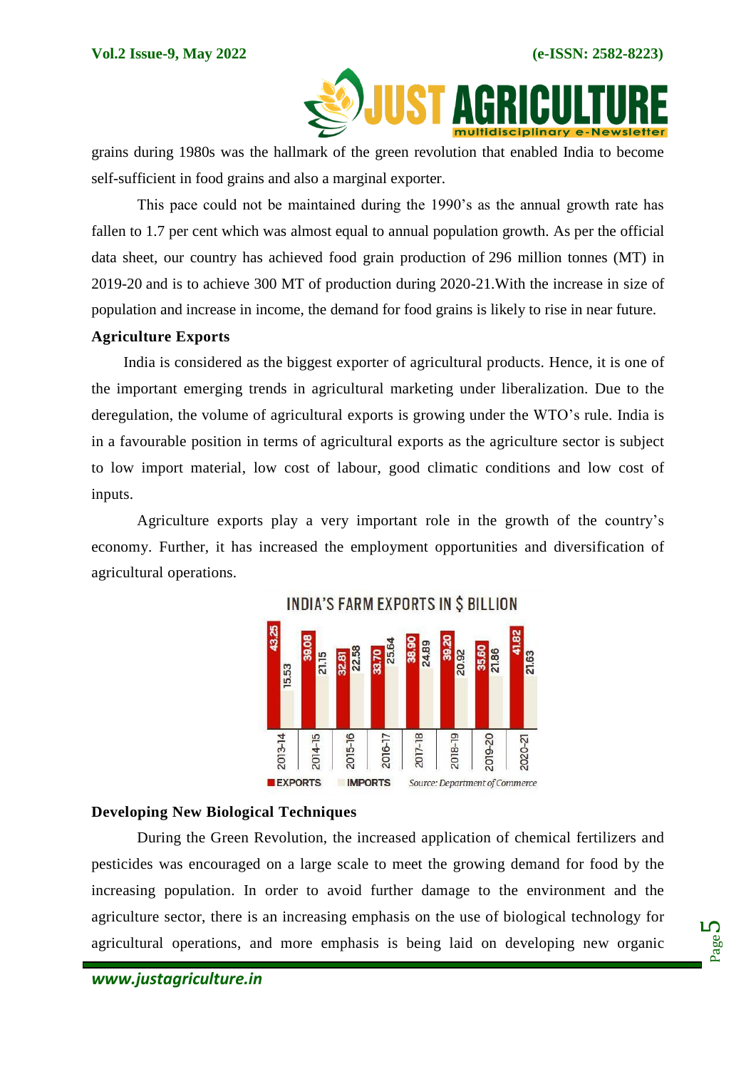grains during 1980s was the hallmark of the green revolution that enabled India to become self-sufficient in food grains and also a marginal exporter.

This pace could not be maintained during the 1990's as the annual growth rate has fallen to 1.7 per cent which was almost equal to annual population growth. As per the official data sheet, our country has achieved food grain production of 296 million tonnes (MT) in 2019-20 and is to achieve 300 MT of production during 2020-21.With the increase in size of population and increase in income, the demand for food grains is likely to rise in near future.

### Agriculture Exports

India is considered as the biggest exporter of agricultural products. Hence, it is one of the important emerging trends in agricultural marketing under liberalization. Due to the deregulation, the volume of agricultural exports is growing under the WTO's rule. India is in a favourable position in terms of agricultural exports as the agriculture sector is subject to low import material, low cost of labour, good climatic conditions and low cost of inputs.

Agriculture exports play a very important role in the growth of the country's economy. Further, it has increased the employment opportunities and diversification of agricultural operations.

**INDIA'S FARM EXPORTS IN $ BILLION**

| Year | EXPORTS | IMPORTS |
|---|---|---|
| 2013-14 | 43.25 | 15.53 |
| 2014-15 | 39.08 | 21.15 |
| 2015-16 | 32.81 | 22.58 |
| 2016-17 | 33.70 | 25.64 |
| 2017-18 | 38.90 | 24.89 |
| 2018-19 | 39.20 | 20.92 |
| 2019-20 | 35.60 | 21.86 |
| 2020-21 | 41.82 | 21.63 |

*Source: Department of Commerce*

### Developing New Biological Techniques

During the Green Revolution, the increased application of chemical fertilizers and pesticides was encouraged on a large scale to meet the growing demand for food by the increasing population. In order to avoid further damage to the environment and the agriculture sector, there is an increasing emphasis on the use of biological technology for agricultural operations, and more emphasis is being laid on developing new organic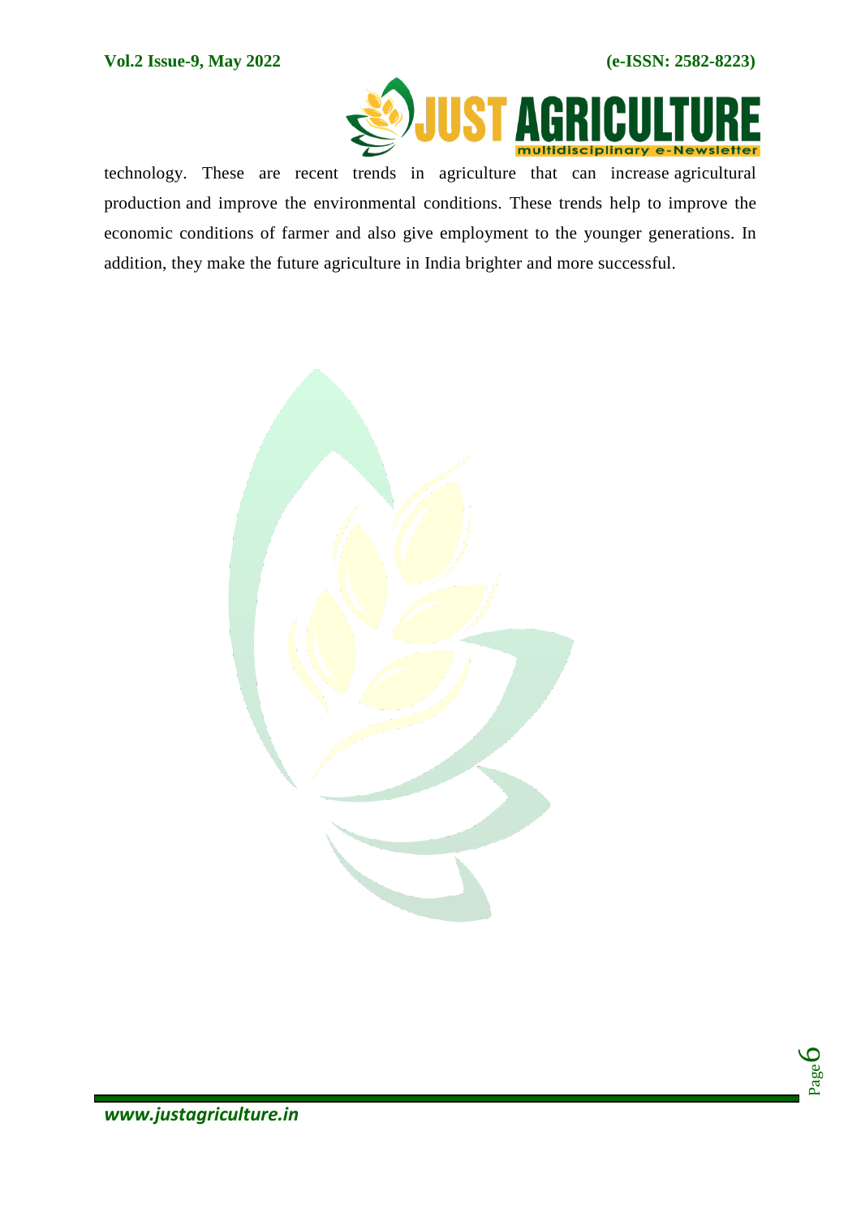technology. These are recent trends in agriculture that can increase agricultural production and improve the environmental conditions. These trends help to improve the economic conditions of farmer and also give employment to the younger generations. In addition, they make the future agriculture in India brighter and more successful.